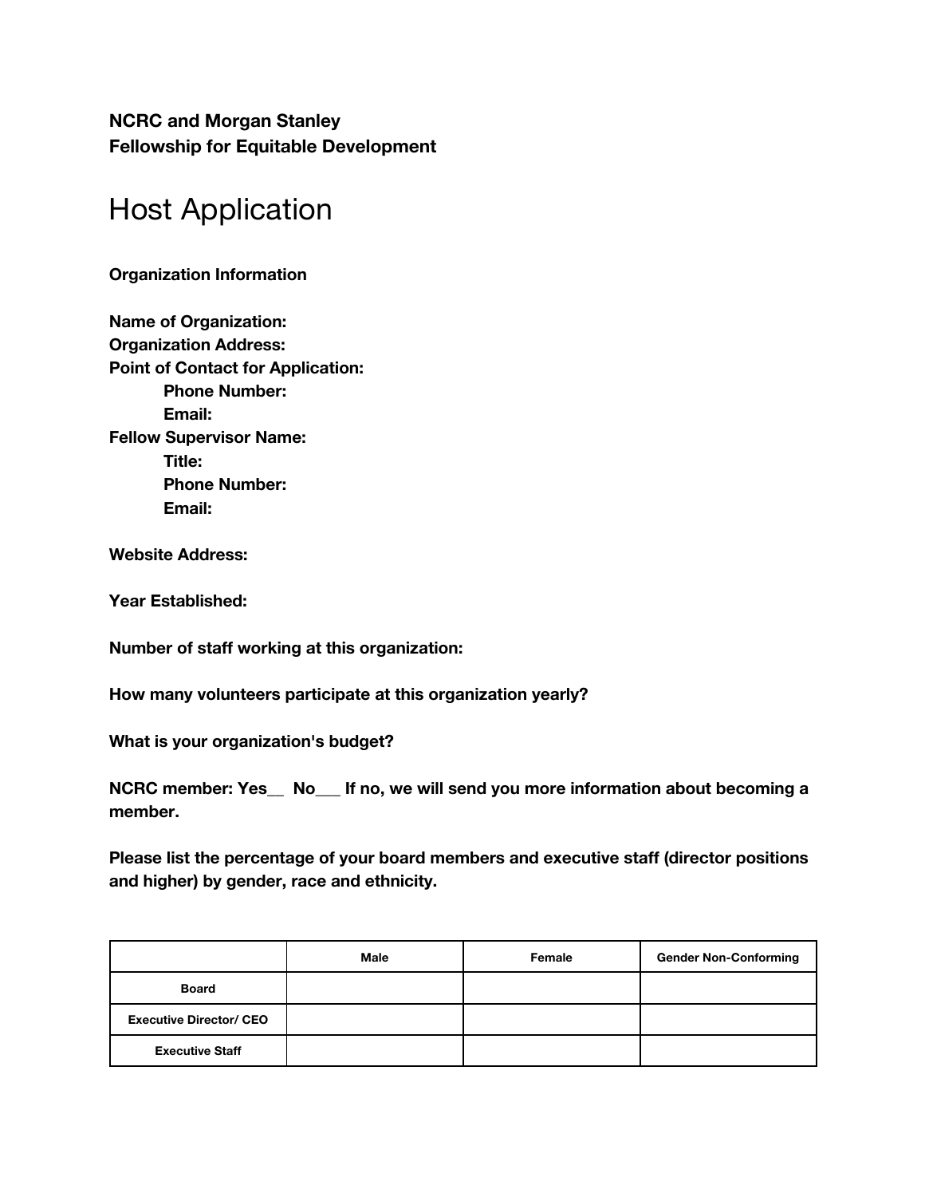**NCRC and Morgan Stanley**
**Fellowship for Equitable Development**

# Host Application

**Organization Information**

**Name of Organization:**
**Organization Address:**
**Point of Contact for Application:**
  **Phone Number:**
  **Email:**
**Fellow Supervisor Name:**
  **Title:**
  **Phone Number:**
  **Email:**

**Website Address:**

**Year Established:**

**Number of staff working at this organization:**

**How many volunteers participate at this organization yearly?**

**What is your organization's budget?**

**NCRC member: Yes__ No___ If no, we will send you more information about becoming a member.**

**Please list the percentage of your board members and executive staff (director positions and higher) by gender, race and ethnicity.**

| | Male | Female | Gender Non-Conforming |
|---|---|---|---|
| Board | | | |
| Executive Director/ CEO | | | |
| Executive Staff | | | |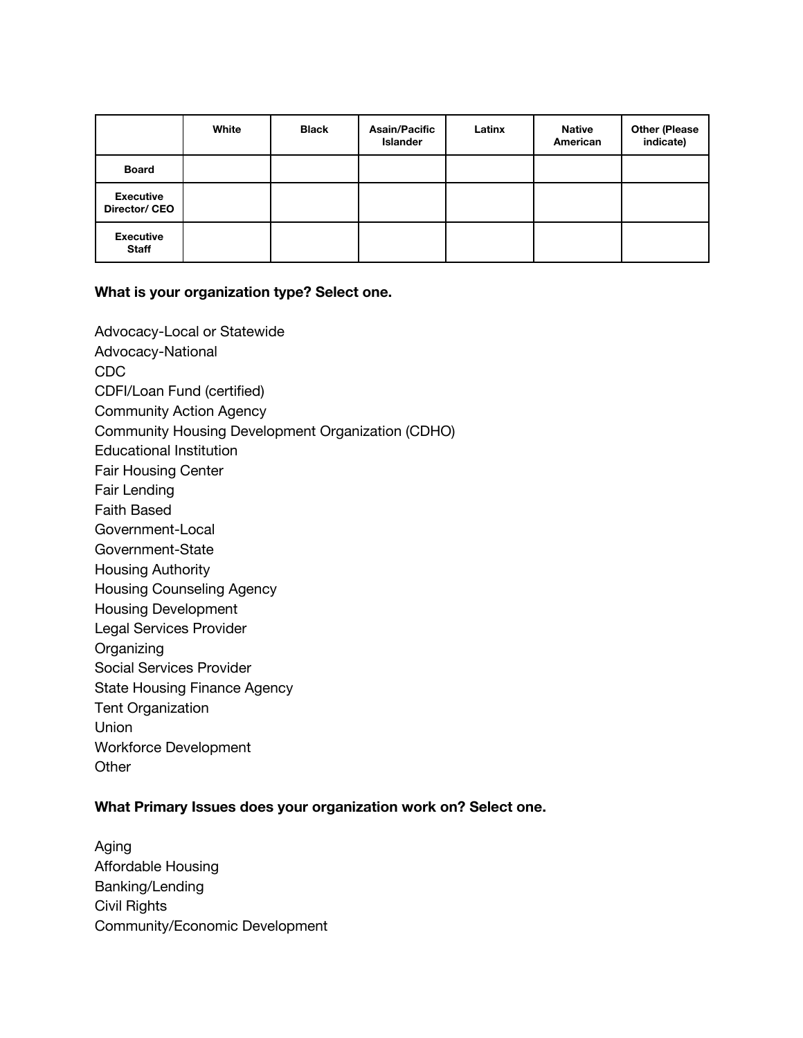| | White | Black | Asain/Pacific Islander | Latinx | Native American | Other (Please indicate) |
|---|---|---|---|---|---|---|
| **Board** | | | | | | |
| **Executive Director/ CEO** | | | | | | |
| **Executive Staff** | | | | | | |

**What is your organization type? Select one.**

Advocacy-Local or Statewide
Advocacy-National
CDC
CDFI/Loan Fund (certified)
Community Action Agency
Community Housing Development Organization (CDHO)
Educational Institution
Fair Housing Center
Fair Lending
Faith Based
Government-Local
Government-State
Housing Authority
Housing Counseling Agency
Housing Development
Legal Services Provider
Organizing
Social Services Provider
State Housing Finance Agency
Tent Organization
Union
Workforce Development
Other

**What Primary Issues does your organization work on? Select one.**

Aging
Affordable Housing
Banking/Lending
Civil Rights
Community/Economic Development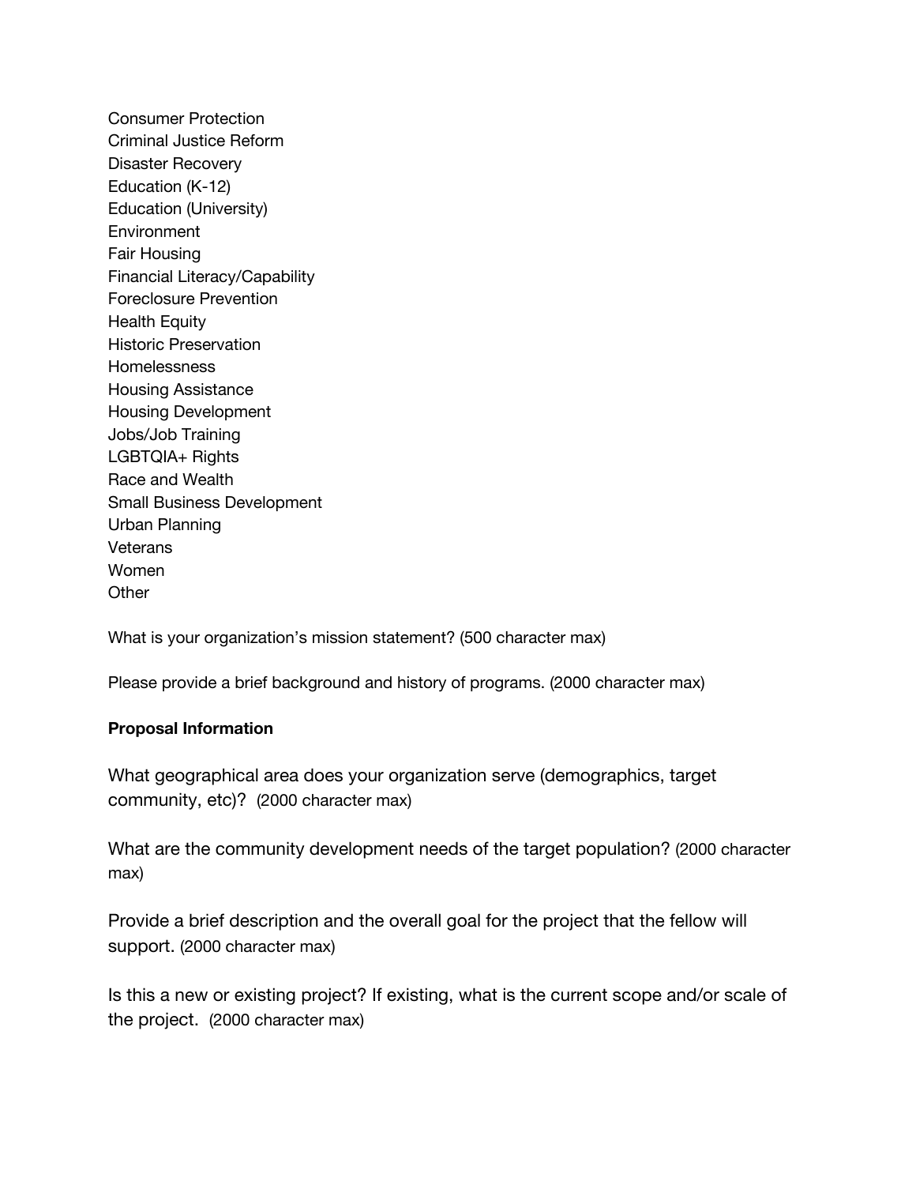Consumer Protection
Criminal Justice Reform
Disaster Recovery
Education (K-12)
Education (University)
Environment
Fair Housing
Financial Literacy/Capability
Foreclosure Prevention
Health Equity
Historic Preservation
Homelessness
Housing Assistance
Housing Development
Jobs/Job Training
LGBTQIA+ Rights
Race and Wealth
Small Business Development
Urban Planning
Veterans
Women
Other

What is your organization's mission statement? (500 character max)

Please provide a brief background and history of programs. (2000 character max)

**Proposal Information**

What geographical area does your organization serve (demographics, target community, etc)? (2000 character max)

What are the community development needs of the target population? (2000 character max)

Provide a brief description and the overall goal for the project that the fellow will support. (2000 character max)

Is this a new or existing project? If existing, what is the current scope and/or scale of the project. (2000 character max)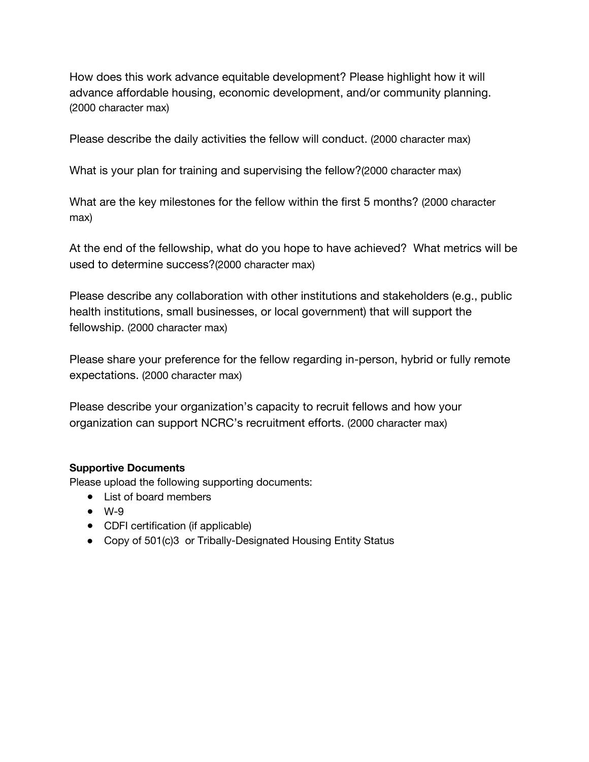How does this work advance equitable development? Please highlight how it will advance affordable housing, economic development, and/or community planning. (2000 character max)

Please describe the daily activities the fellow will conduct. (2000 character max)

What is your plan for training and supervising the fellow?(2000 character max)

What are the key milestones for the fellow within the first 5 months? (2000 character max)

At the end of the fellowship, what do you hope to have achieved?  What metrics will be used to determine success?(2000 character max)

Please describe any collaboration with other institutions and stakeholders (e.g., public health institutions, small businesses, or local government) that will support the fellowship. (2000 character max)

Please share your preference for the fellow regarding in-person, hybrid or fully remote expectations. (2000 character max)

Please describe your organization's capacity to recruit fellows and how your organization can support NCRC's recruitment efforts. (2000 character max)

**Supportive Documents**

Please upload the following supporting documents:

- List of board members
- W-9
- CDFI certification (if applicable)
- Copy of 501(c)3  or Tribally-Designated Housing Entity Status